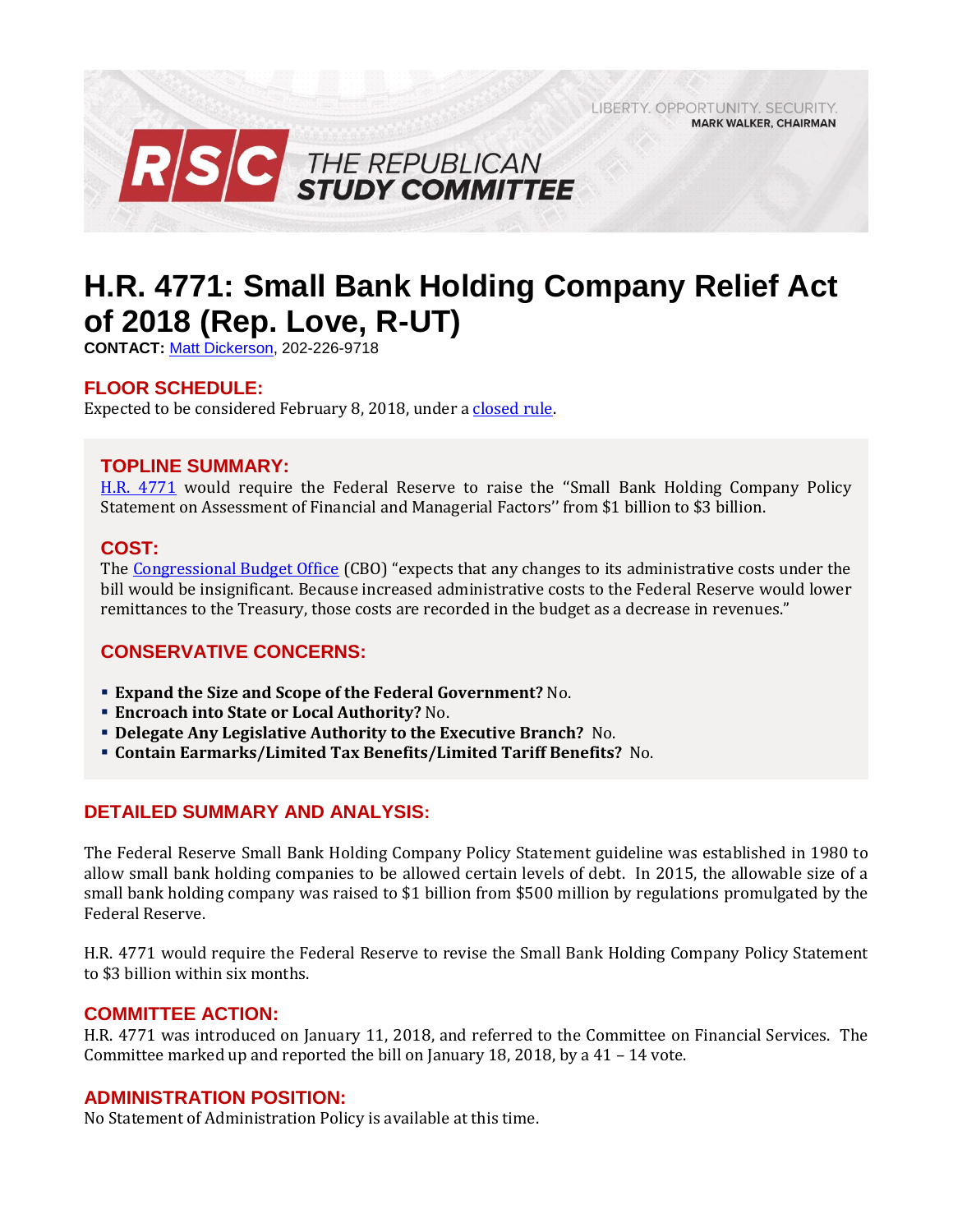LIBERTY. OPPORTUNITY. SECURITY.
**MARK WALKER, CHAIRMAN**

**RSC THE REPUBLICAN STUDY COMMITTEE**

# H.R. 4771: Small Bank Holding Company Relief Act of 2018 (Rep. Love, R-UT)

**CONTACT:** Matt Dickerson, 202-226-9718

## FLOOR SCHEDULE:

Expected to be considered February 8, 2018, under a closed rule.

## TOPLINE SUMMARY:

H.R. 4771 would require the Federal Reserve to raise the "Small Bank Holding Company Policy Statement on Assessment of Financial and Managerial Factors'' from $1 billion to $3 billion.

## COST:

The Congressional Budget Office (CBO) "expects that any changes to its administrative costs under the bill would be insignificant. Because increased administrative costs to the Federal Reserve would lower remittances to the Treasury, those costs are recorded in the budget as a decrease in revenues."

## CONSERVATIVE CONCERNS:

- **Expand the Size and Scope of the Federal Government?** No.
- **Encroach into State or Local Authority?** No.
- **Delegate Any Legislative Authority to the Executive Branch?** No.
- **Contain Earmarks/Limited Tax Benefits/Limited Tariff Benefits?** No.

## DETAILED SUMMARY AND ANALYSIS:

The Federal Reserve Small Bank Holding Company Policy Statement guideline was established in 1980 to allow small bank holding companies to be allowed certain levels of debt. In 2015, the allowable size of a small bank holding company was raised to $1 billion from $500 million by regulations promulgated by the Federal Reserve.

H.R. 4771 would require the Federal Reserve to revise the Small Bank Holding Company Policy Statement to $3 billion within six months.

## COMMITTEE ACTION:

H.R. 4771 was introduced on January 11, 2018, and referred to the Committee on Financial Services. The Committee marked up and reported the bill on January 18, 2018, by a 41 – 14 vote.

## ADMINISTRATION POSITION:

No Statement of Administration Policy is available at this time.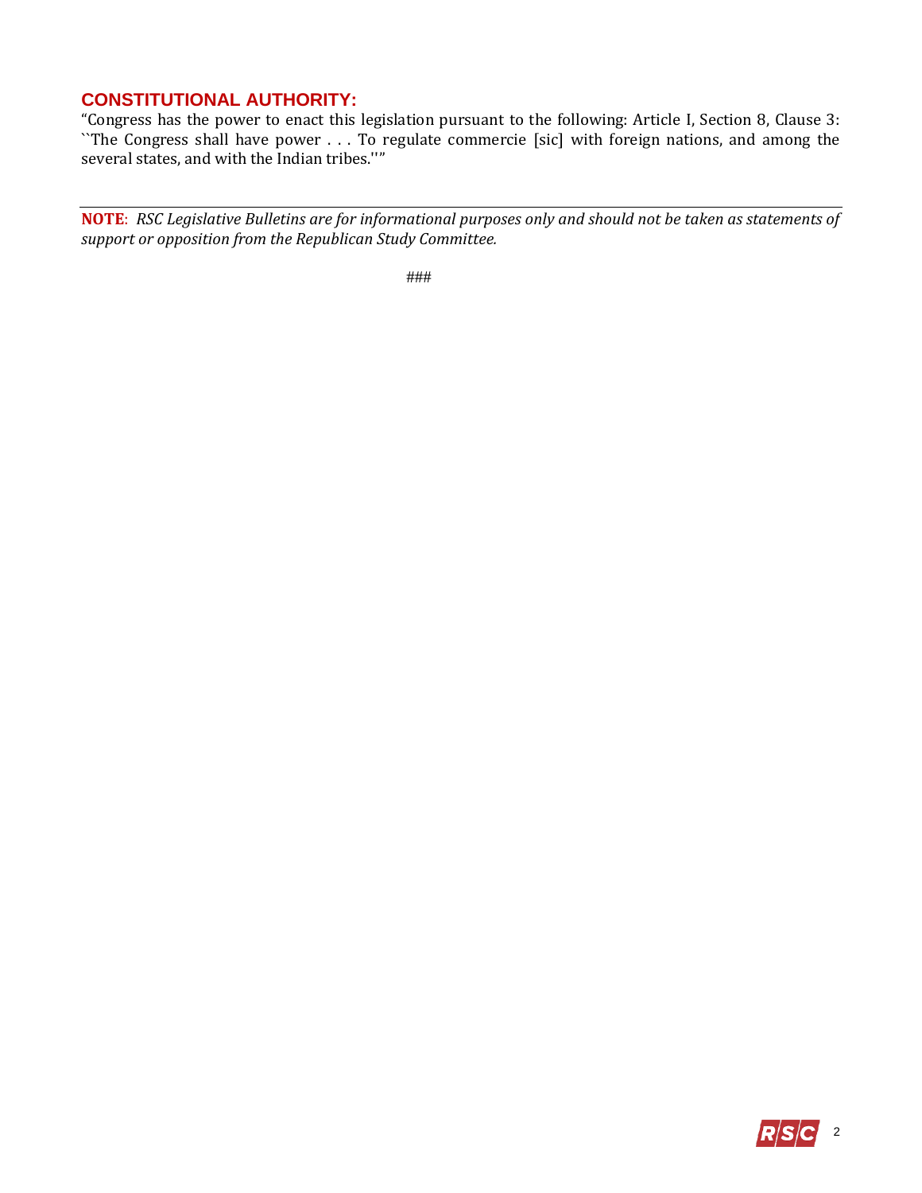## CONSTITUTIONAL AUTHORITY:

"Congress has the power to enact this legislation pursuant to the following: Article I, Section 8, Clause 3: ``The Congress shall have power . . . To regulate commercie [sic] with foreign nations, and among the several states, and with the Indian tribes.''"

---

**NOTE**: *RSC Legislative Bulletins are for informational purposes only and should not be taken as statements of support or opposition from the Republican Study Committee.*

###